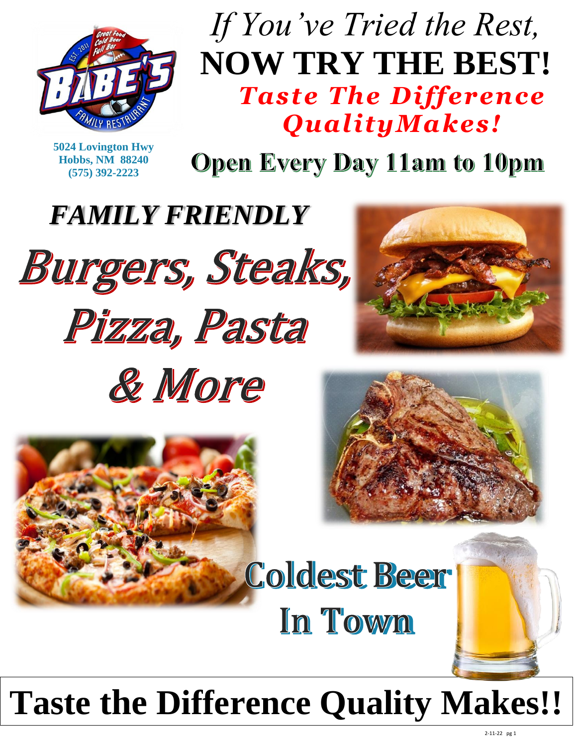5024 Lovington Hwy
Hobbs, NM 88240
(575) 392-2223

*If You've Tried the Rest,*

# NOW TRY THE BEST!

***Taste The Difference QualityMakes!***

**Open Every Day 11am to 10pm**

***FAMILY FRIENDLY***

## *Burgers, Steaks, Pizza, Pasta & More*

**Coldest Beer In Town**

# Taste the Difference Quality Makes!!

2-11-22 pg 1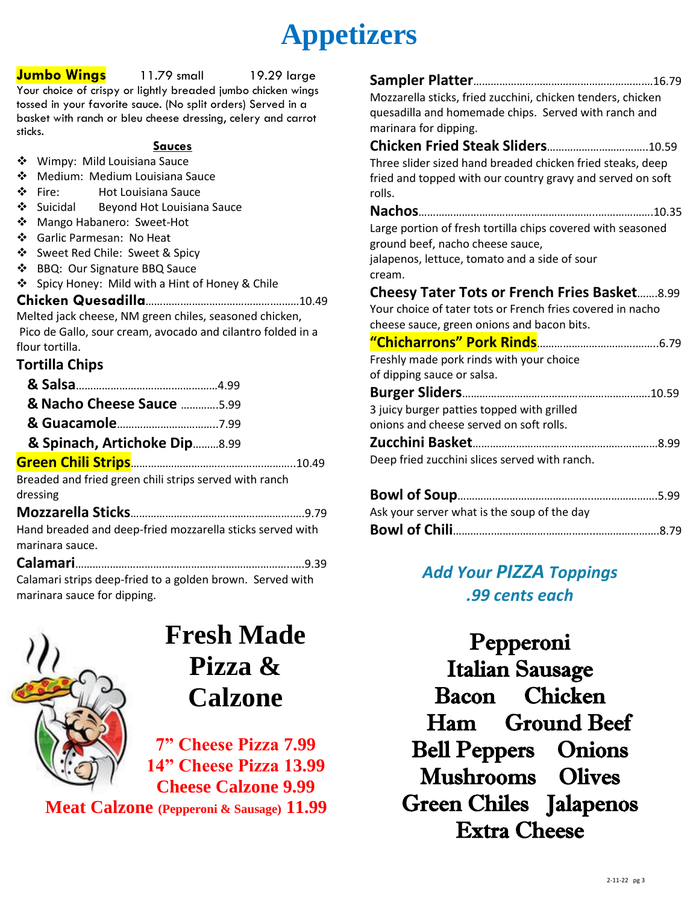# Appetizers

**Jumbo Wings** 11.79 small 19.29 large

Your choice of crispy or lightly breaded jumbo chicken wings tossed in your favorite sauce. (No split orders) Served in a basket with ranch or bleu cheese dressing, celery and carrot sticks.

**Sauces**

- Wimpy: Mild Louisiana Sauce
- Medium: Medium Louisiana Sauce
- Fire: Hot Louisiana Sauce
- Suicidal Beyond Hot Louisiana Sauce
- Mango Habanero: Sweet-Hot
- Garlic Parmesan: No Heat
- Sweet Red Chile: Sweet & Spicy
- BBQ: Our Signature BBQ Sauce
- Spicy Honey: Mild with a Hint of Honey & Chile

**Chicken Quesadilla**……10.49

Melted jack cheese, NM green chiles, seasoned chicken, Pico de Gallo, sour cream, avocado and cilantro folded in a flour tortilla.

**Tortilla Chips**

- **& Salsa**……4.99
- **& Nacho Cheese Sauce** ……5.99
- **& Guacamole**……7.99
- **& Spinach, Artichoke Dip**……8.99

**Green Chili Strips**……10.49

Breaded and fried green chili strips served with ranch dressing

**Mozzarella Sticks**……9.79

Hand breaded and deep-fried mozzarella sticks served with marinara sauce.

**Calamari**……9.39

Calamari strips deep-fried to a golden brown. Served with marinara sauce for dipping.

**Sampler Platter**……16.79

Mozzarella sticks, fried zucchini, chicken tenders, chicken quesadilla and homemade chips. Served with ranch and marinara for dipping.

**Chicken Fried Steak Sliders**……10.59

Three slider sized hand breaded chicken fried steaks, deep fried and topped with our country gravy and served on soft rolls.

**Nachos**……10.35

Large portion of fresh tortilla chips covered with seasoned ground beef, nacho cheese sauce, jalapenos, lettuce, tomato and a side of sour cream.

**Cheesy Tater Tots or French Fries Basket**……8.99

Your choice of tater tots or French fries covered in nacho cheese sauce, green onions and bacon bits.

**"Chicharrons" Pork Rinds**……6.79

Freshly made pork rinds with your choice of dipping sauce or salsa.

**Burger Sliders**……10.59

3 juicy burger patties topped with grilled onions and cheese served on soft rolls.

**Zucchini Basket**……8.99

Deep fried zucchini slices served with ranch.

**Bowl of Soup**……5.99

Ask your server what is the soup of the day

**Bowl of Chili**……8.79

## Fresh Made Pizza & Calzone

**7" Cheese Pizza 7.99**
**14" Cheese Pizza 13.99**
**Cheese Calzone 9.99**
**Meat Calzone (Pepperoni & Sausage) 11.99**

***Add Your PIZZA Toppings .99 cents each***

**Pepperoni**
**Italian Sausage**
**Bacon Chicken**
**Ham Ground Beef**
**Bell Peppers Onions**
**Mushrooms Olives**
**Green Chiles Jalapenos**
**Extra Cheese**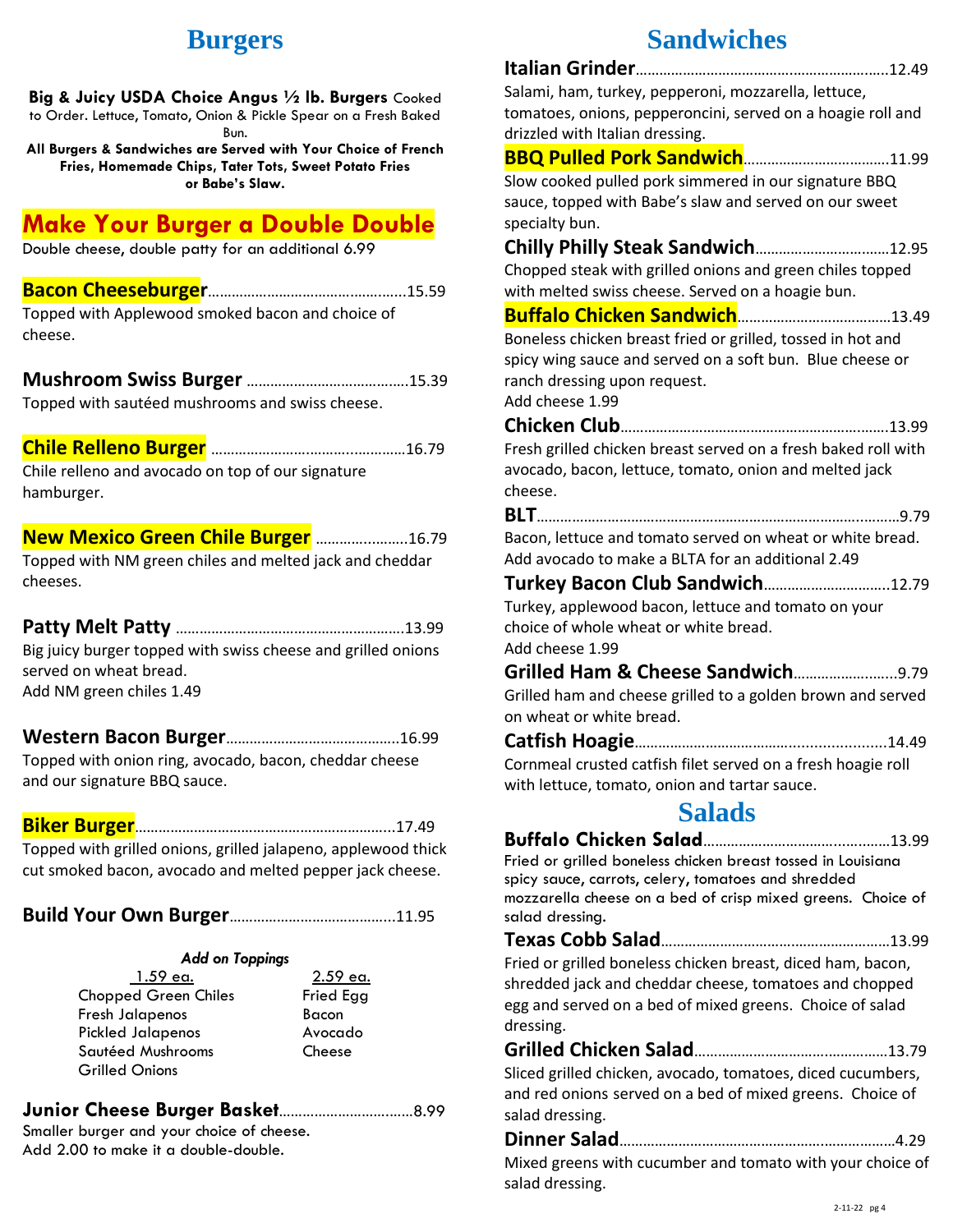# Burgers

**Big & Juicy USDA Choice Angus ½ lb. Burgers** Cooked to Order. Lettuce, Tomato, Onion & Pickle Spear on a Fresh Baked Bun.

**All Burgers & Sandwiches are Served with Your Choice of French Fries, Homemade Chips, Tater Tots, Sweet Potato Fries or Babe's Slaw.**

## Make Your Burger a Double Double

Double cheese, double patty for an additional 6.99

**Bacon Cheeseburger**.....15.59
Topped with Applewood smoked bacon and choice of cheese.

**Mushroom Swiss Burger**.....15.39
Topped with sautéed mushrooms and swiss cheese.

**Chile Relleno Burger**.....16.79
Chile relleno and avocado on top of our signature hamburger.

**New Mexico Green Chile Burger**.....16.79
Topped with NM green chiles and melted jack and cheddar cheeses.

**Patty Melt Patty**.....13.99
Big juicy burger topped with swiss cheese and grilled onions served on wheat bread.
Add NM green chiles 1.49

**Western Bacon Burger**.....16.99
Topped with onion ring, avocado, bacon, cheddar cheese and our signature BBQ sauce.

**Biker Burger**.....17.49
Topped with grilled onions, grilled jalapeno, applewood thick cut smoked bacon, avocado and melted pepper jack cheese.

**Build Your Own Burger**.....11.95

*Add on Toppings*

| 1.59 ea. | 2.59 ea. |
|---|---|
| Chopped Green Chiles | Fried Egg |
| Fresh Jalapenos | Bacon |
| Pickled Jalapenos | Avocado |
| Sautéed Mushrooms | Cheese |
| Grilled Onions | |

**Junior Cheese Burger Basket**.....8.99
Smaller burger and your choice of cheese.
Add 2.00 to make it a double-double.

# Sandwiches

**Italian Grinder**.....12.49
Salami, ham, turkey, pepperoni, mozzarella, lettuce, tomatoes, onions, pepperoncini, served on a hoagie roll and drizzled with Italian dressing.

**BBQ Pulled Pork Sandwich**.....11.99
Slow cooked pulled pork simmered in our signature BBQ sauce, topped with Babe's slaw and served on our sweet specialty bun.

**Chilly Philly Steak Sandwich**.....12.95
Chopped steak with grilled onions and green chiles topped with melted swiss cheese. Served on a hoagie bun.

**Buffalo Chicken Sandwich**.....13.49
Boneless chicken breast fried or grilled, tossed in hot and spicy wing sauce and served on a soft bun. Blue cheese or ranch dressing upon request.
Add cheese 1.99

**Chicken Club**.....13.99
Fresh grilled chicken breast served on a fresh baked roll with avocado, bacon, lettuce, tomato, onion and melted jack cheese.

**BLT**.....9.79
Bacon, lettuce and tomato served on wheat or white bread.
Add avocado to make a BLTA for an additional 2.49

**Turkey Bacon Club Sandwich**.....12.79
Turkey, applewood bacon, lettuce and tomato on your choice of whole wheat or white bread.
Add cheese 1.99

**Grilled Ham & Cheese Sandwich**.....9.79
Grilled ham and cheese grilled to a golden brown and served on wheat or white bread.

**Catfish Hoagie**.....14.49
Cornmeal crusted catfish filet served on a fresh hoagie roll with lettuce, tomato, onion and tartar sauce.

# Salads

**Buffalo Chicken Salad**.....13.99
Fried or grilled boneless chicken breast tossed in Louisiana spicy sauce, carrots, celery, tomatoes and shredded mozzarella cheese on a bed of crisp mixed greens. Choice of salad dressing.

**Texas Cobb Salad**.....13.99
Fried or grilled boneless chicken breast, diced ham, bacon, shredded jack and cheddar cheese, tomatoes and chopped egg and served on a bed of mixed greens. Choice of salad dressing.

**Grilled Chicken Salad**.....13.79
Sliced grilled chicken, avocado, tomatoes, diced cucumbers, and red onions served on a bed of mixed greens. Choice of salad dressing.

**Dinner Salad**.....4.29
Mixed greens with cucumber and tomato with your choice of salad dressing.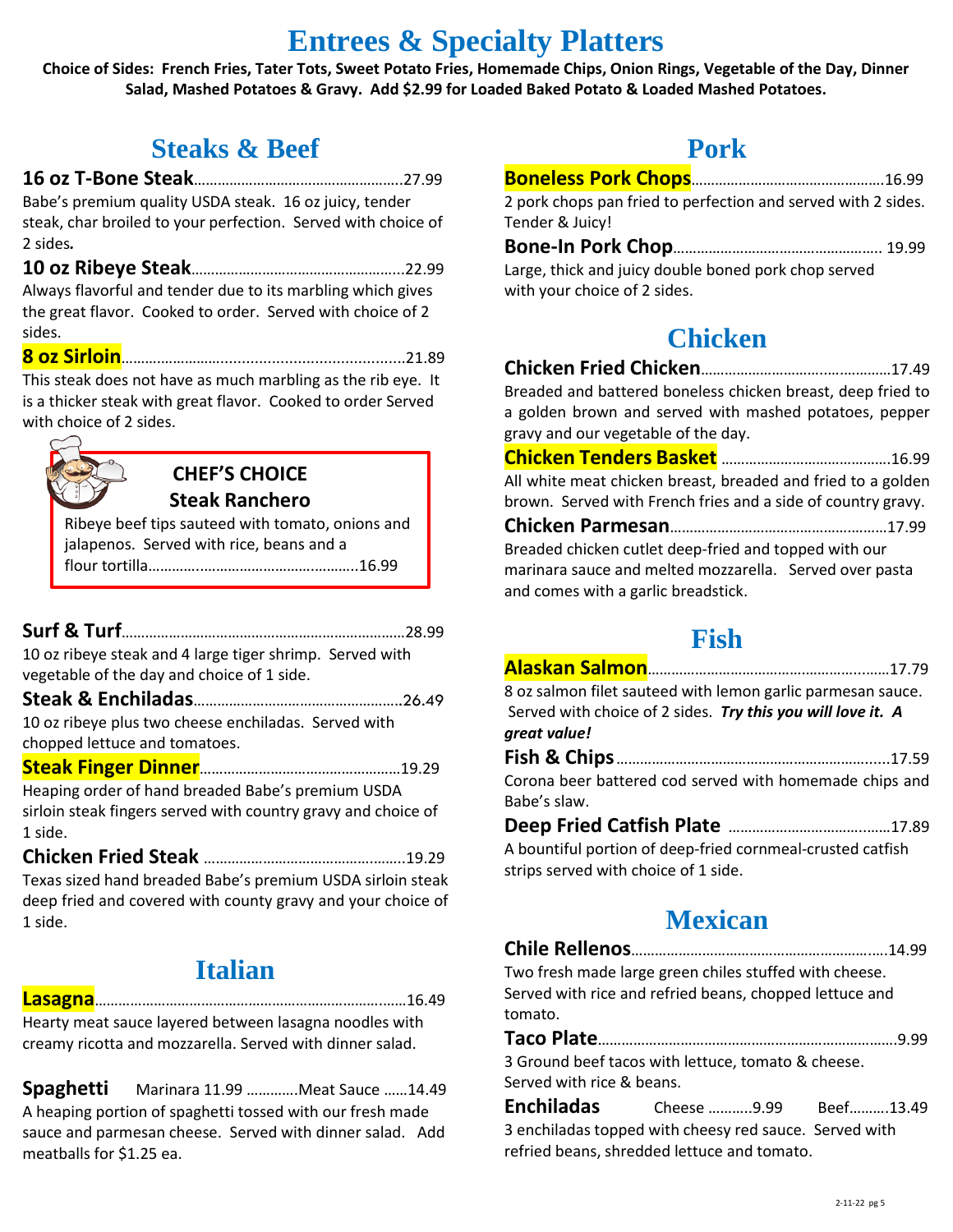# Entrees & Specialty Platters

**Choice of Sides: French Fries, Tater Tots, Sweet Potato Fries, Homemade Chips, Onion Rings, Vegetable of the Day, Dinner Salad, Mashed Potatoes & Gravy. Add $2.99 for Loaded Baked Potato & Loaded Mashed Potatoes.**

## Steaks & Beef

**16 oz T-Bone Steak**……………………………………………27.99
Babe's premium quality USDA steak. 16 oz juicy, tender steak, char broiled to your perfection. Served with choice of 2 sides*.*

**10 oz Ribeye Steak**……………………………………………22.99
Always flavorful and tender due to its marbling which gives the great flavor. Cooked to order. Served with choice of 2 sides.

**8 oz Sirloin**……………………………………………………21.89
This steak does not have as much marbling as the rib eye. It is a thicker steak with great flavor. Cooked to order Served with choice of 2 sides.

**CHEF'S CHOICE**
**Steak Ranchero**
Ribeye beef tips sauteed with tomato, onions and jalapenos. Served with rice, beans and a flour tortilla……………………………………………16.99

**Surf & Turf**……………………………………………………28.99
10 oz ribeye steak and 4 large tiger shrimp. Served with vegetable of the day and choice of 1 side.

**Steak & Enchiladas**……………………………………………26.49
10 oz ribeye plus two cheese enchiladas. Served with chopped lettuce and tomatoes.

**Steak Finger Dinner**……………………………………………19.29
Heaping order of hand breaded Babe's premium USDA sirloin steak fingers served with country gravy and choice of 1 side.

**Chicken Fried Steak** ……………………………………………19.29
Texas sized hand breaded Babe's premium USDA sirloin steak deep fried and covered with county gravy and your choice of 1 side.

## Italian

**Lasagna**…………………………………………………………16.49
Hearty meat sauce layered between lasagna noodles with creamy ricotta and mozzarella. Served with dinner salad.

**Spaghetti** Marinara 11.99 …………Meat Sauce ……14.49
A heaping portion of spaghetti tossed with our fresh made sauce and parmesan cheese. Served with dinner salad. Add meatballs for $1.25 ea.

## Pork

**Boneless Pork Chops**…………………………………………16.99
2 pork chops pan fried to perfection and served with 2 sides. Tender & Juicy!

**Bone-In Pork Chop**……………………………………………19.99
Large, thick and juicy double boned pork chop served with your choice of 2 sides.

## Chicken

**Chicken Fried Chicken**…………………………………………17.49
Breaded and battered boneless chicken breast, deep fried to a golden brown and served with mashed potatoes, pepper gravy and our vegetable of the day.

**Chicken Tenders Basket** ………………………………………16.99
All white meat chicken breast, breaded and fried to a golden brown. Served with French fries and a side of country gravy.

**Chicken Parmesan**……………………………………………17.99
Breaded chicken cutlet deep-fried and topped with our marinara sauce and melted mozzarella. Served over pasta and comes with a garlic breadstick.

## Fish

**Alaskan Salmon**………………………………………………17.79
8 oz salmon filet sauteed with lemon garlic parmesan sauce. Served with choice of 2 sides. ***Try this you will love it. A great value!***

**Fish & Chips**……………………………………………………17.59
Corona beer battered cod served with homemade chips and Babe's slaw.

**Deep Fried Catfish Plate** ……………………………………17.89
A bountiful portion of deep-fried cornmeal-crusted catfish strips served with choice of 1 side.

## Mexican

**Chile Rellenos**…………………………………………………14.99
Two fresh made large green chiles stuffed with cheese. Served with rice and refried beans, chopped lettuce and tomato.

**Taco Plate**………………………………………………………9.99
3 Ground beef tacos with lettuce, tomato & cheese. Served with rice & beans.

**Enchiladas** Cheese ………..9.99 Beef……….13.49
3 enchiladas topped with cheesy red sauce. Served with refried beans, shredded lettuce and tomato.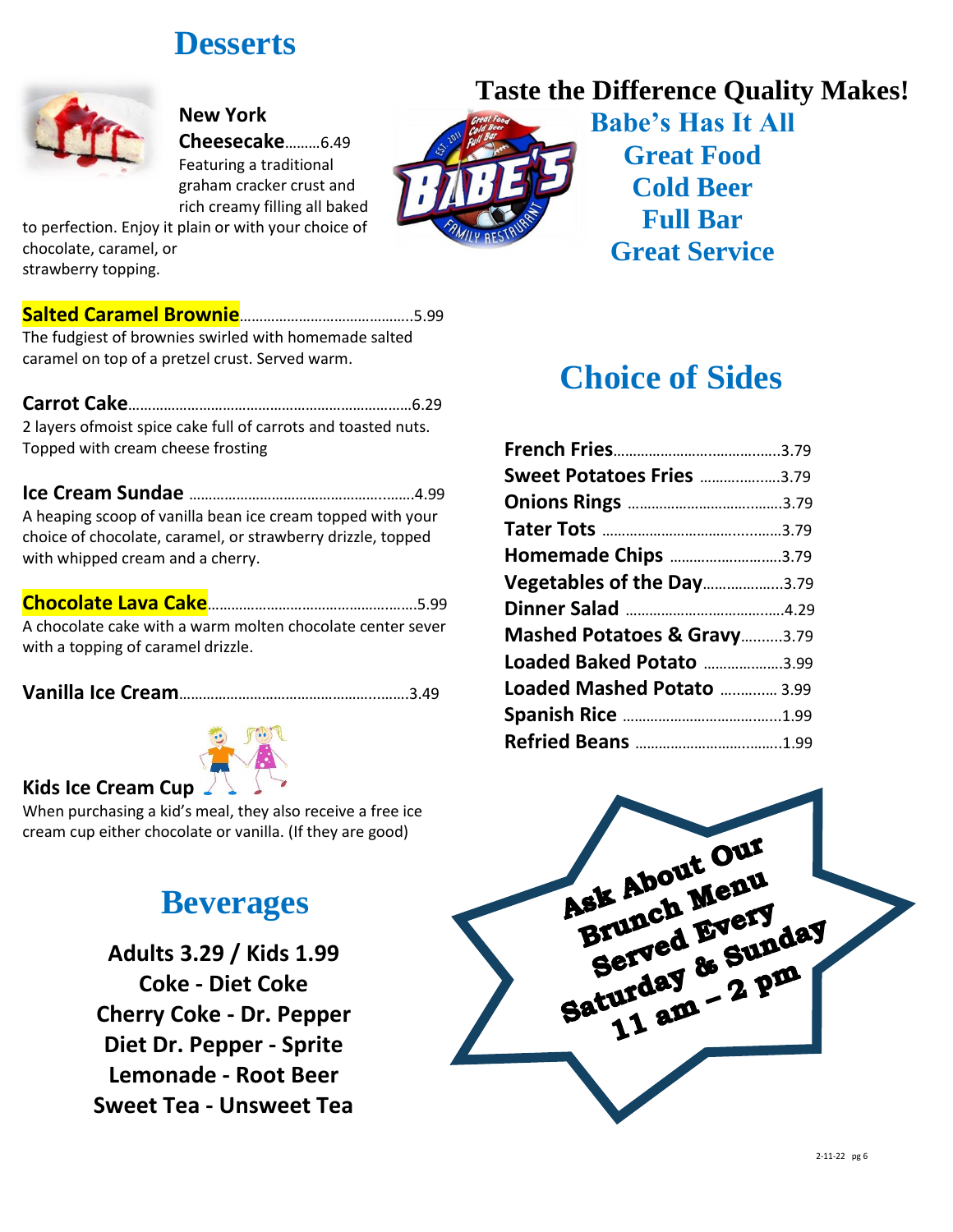# Desserts

**New York Cheesecake**.........6.49
Featuring a traditional graham cracker crust and rich creamy filling all baked to perfection. Enjoy it plain or with your choice of chocolate, caramel, or strawberry topping.

**Salted Caramel Brownie**..........................................5.99
The fudgiest of brownies swirled with homemade salted caramel on top of a pretzel crust. Served warm.

**Carrot Cake**.......................................................................6.29
2 layers ofmoist spice cake full of carrots and toasted nuts. Topped with cream cheese frosting

**Ice Cream Sundae** ........................................................4.99
A heaping scoop of vanilla bean ice cream topped with your choice of chocolate, caramel, or strawberry drizzle, topped with whipped cream and a cherry.

**Chocolate Lava Cake**....................................................5.99
A chocolate cake with a warm molten chocolate center sever with a topping of caramel drizzle.

**Vanilla Ice Cream**........................................................3.49

**Kids Ice Cream Cup**
When purchasing a kid's meal, they also receive a free ice cream cup either chocolate or vanilla. (If they are good)

# Beverages

**Adults 3.29 / Kids 1.99**
**Coke - Diet Coke**
**Cherry Coke - Dr. Pepper**
**Diet Dr. Pepper - Sprite**
**Lemonade - Root Beer**
**Sweet Tea - Unsweet Tea**

## Taste the Difference Quality Makes!

**Babe's Has It All**
**Great Food**
**Cold Beer**
**Full Bar**
**Great Service**

# Choice of Sides

**French Fries**..........................................3.79
**Sweet Potatoes Fries** ....................3.79
**Onions Rings** .......................................3.79
**Tater Tots** .............................................3.79
**Homemade Chips** ............................3.79
**Vegetables of the Day**....................3.79
**Dinner Salad** ........................................4.29
**Mashed Potatoes & Gravy**..........3.79
**Loaded Baked Potato** ....................3.99
**Loaded Mashed Potato** .............. 3.99
**Spanish Rice** ........................................1.99
**Refried Beans** .....................................1.99

**Ask About Our Brunch Menu Served Every Saturday & Sunday 11 am – 2 pm**